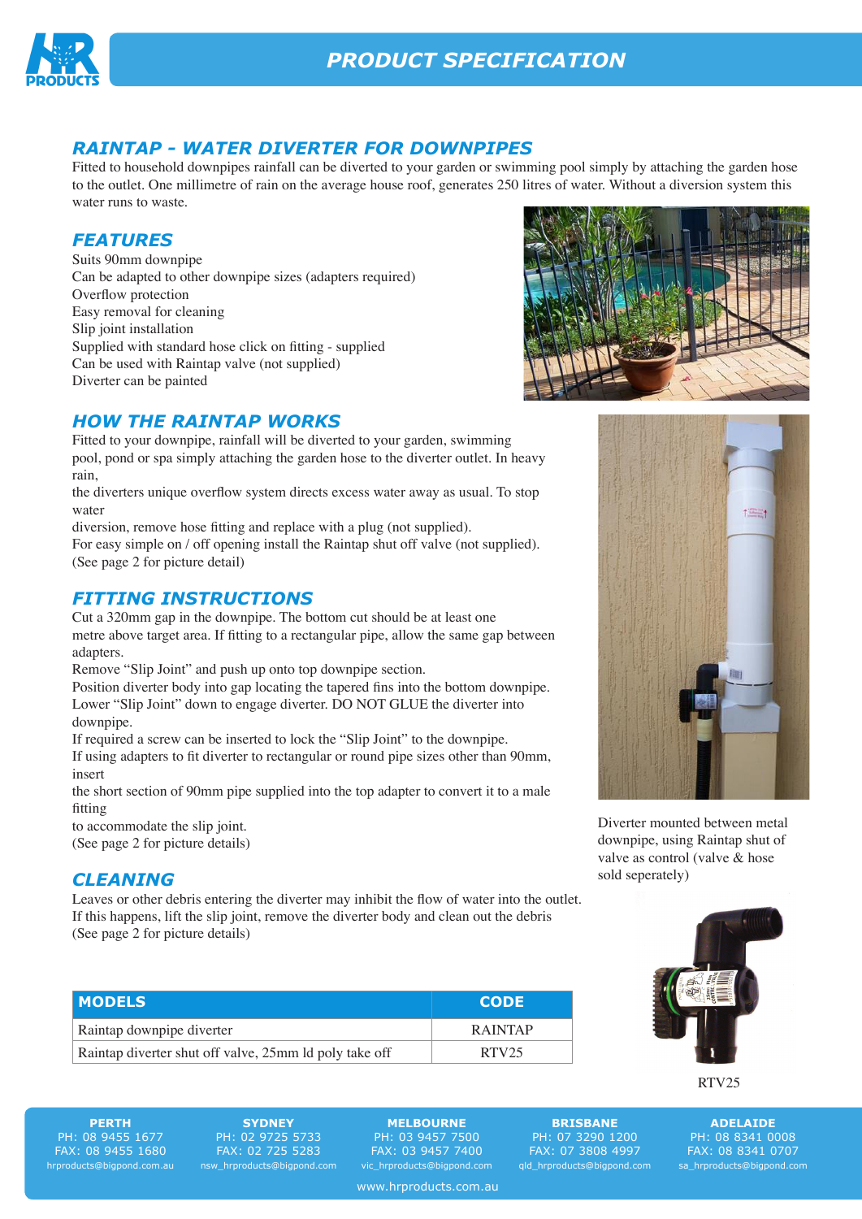# PRODUCT SPECIFICATION

## RAINTAP - WATER DIVERTER FOR DOWNPIPES

Fitted to household downpipes rainfall can be diverted to your garden or swimming pool simply by attaching the garden hose to the outlet. One millimetre of rain on the average house roof, generates 250 litres of water. Without a diversion system this water runs to waste.

## FEATURES

Suits 90mm downpipe
Can be adapted to other downpipe sizes (adapters required)
Overflow protection
Easy removal for cleaning
Slip joint installation
Supplied with standard hose click on fitting - supplied
Can be used with Raintap valve (not supplied)
Diverter can be painted

## HOW THE RAINTAP WORKS

Fitted to your downpipe, rainfall will be diverted to your garden, swimming pool, pond or spa simply attaching the garden hose to the diverter outlet. In heavy rain,
the diverters unique overflow system directs excess water away as usual. To stop water
diversion, remove hose fitting and replace with a plug (not supplied).
For easy simple on / off opening install the Raintap shut off valve (not supplied).
(See page 2 for picture detail)

## FITTING INSTRUCTIONS

Cut a 320mm gap in the downpipe. The bottom cut should be at least one metre above target area. If fitting to a rectangular pipe, allow the same gap between adapters.
Remove "Slip Joint" and push up onto top downpipe section.
Position diverter body into gap locating the tapered fins into the bottom downpipe.
Lower "Slip Joint" down to engage diverter. DO NOT GLUE the diverter into downpipe.
If required a screw can be inserted to lock the "Slip Joint" to the downpipe.
If using adapters to fit diverter to rectangular or round pipe sizes other than 90mm, insert
the short section of 90mm pipe supplied into the top adapter to convert it to a male fitting
to accommodate the slip joint.
(See page 2 for picture details)

Diverter mounted between metal downpipe, using Raintap shut of valve as control (valve & hose sold seperately)

## CLEANING

Leaves or other debris entering the diverter may inhibit the flow of water into the outlet. If this happens, lift the slip joint, remove the diverter body and clean out the debris
(See page 2 for picture details)

| MODELS | CODE |
|---|---|
| Raintap downpipe diverter | RAINTAP |
| Raintap diverter shut off valve, 25mm ld poly take off | RTV25 |

RTV25

**PERTH**
PH: 08 9455 1677
FAX: 08 9455 1680
hrproducts@bigpond.com.au

**SYDNEY**
PH: 02 9725 5733
FAX: 02 725 5283
nsw_hrproducts@bigpond.com

**MELBOURNE**
PH: 03 9457 7500
FAX: 03 9457 7400
vic_hrproducts@bigpond.com

**BRISBANE**
PH: 07 3290 1200
FAX: 07 3808 4997
qld_hrproducts@bigpond.com

**ADELAIDE**
PH: 08 8341 0008
FAX: 08 8341 0707
sa_hrproducts@bigpond.com

www.hrproducts.com.au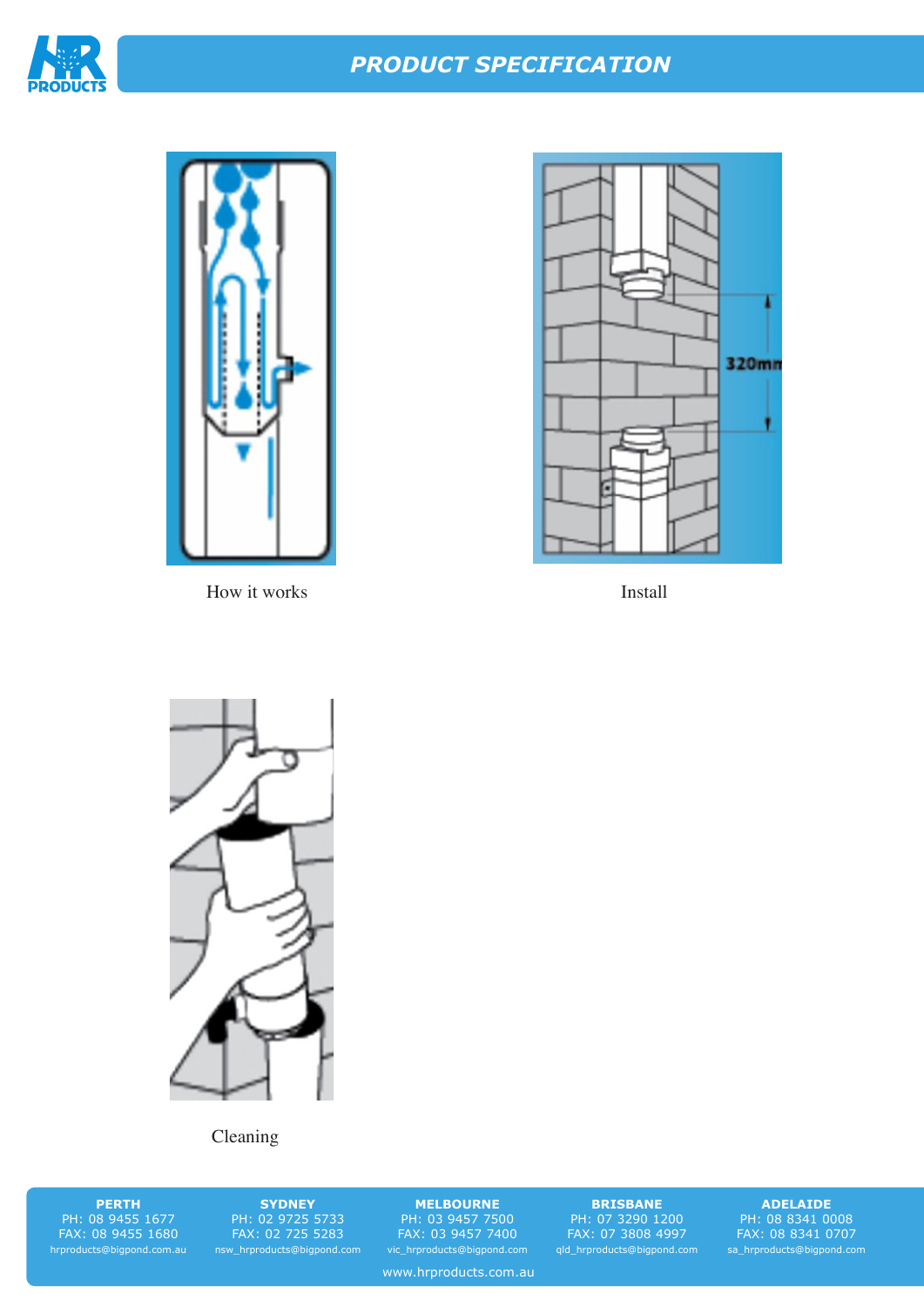# PRODUCT SPECIFICATION

320mm

How it works

Install

Cleaning

**PERTH**
PH: 08 9455 1677
FAX: 08 9455 1680
hrproducts@bigpond.com.au

**SYDNEY**
PH: 02 9725 5733
FAX: 02 725 5283
nsw_hrproducts@bigpond.com

**MELBOURNE**
PH: 03 9457 7500
FAX: 03 9457 7400
vic_hrproducts@bigpond.com

**BRISBANE**
PH: 07 3290 1200
FAX: 07 3808 4997
qld_hrproducts@bigpond.com

**ADELAIDE**
PH: 08 8341 0008
FAX: 08 8341 0707
sa_hrproducts@bigpond.com

www.hrproducts.com.au